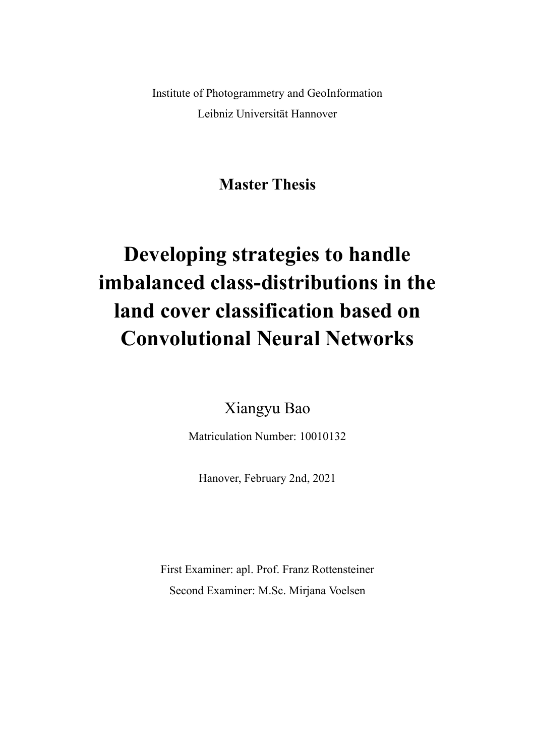Institute of Photogrammetry and GeoInformation

Leibniz Universität Hannover

**Master Thesis**

# Developing strategies to handle imbalanced class-distributions in the land cover classification based on Convolutional Neural Networks

Xiangyu Bao

Matriculation Number: 10010132

Hanover, February 2nd, 2021

First Examiner: apl. Prof. Franz Rottensteiner

Second Examiner: M.Sc. Mirjana Voelsen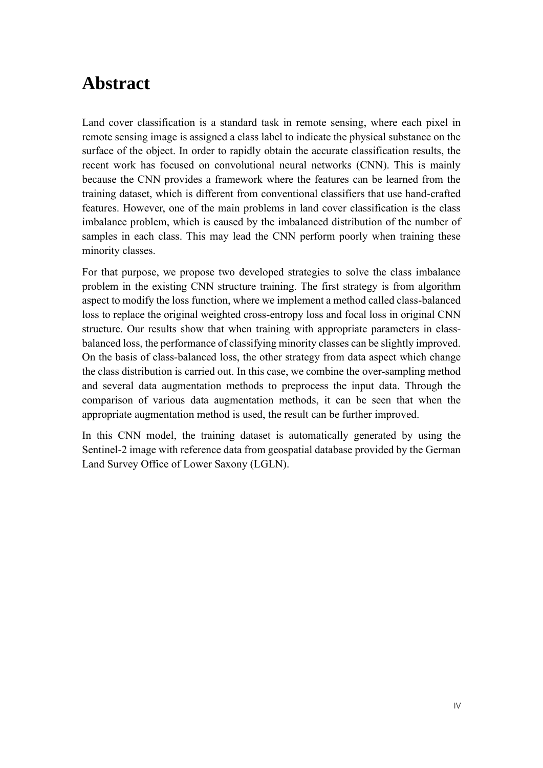# Abstract

Land cover classification is a standard task in remote sensing, where each pixel in remote sensing image is assigned a class label to indicate the physical substance on the surface of the object. In order to rapidly obtain the accurate classification results, the recent work has focused on convolutional neural networks (CNN). This is mainly because the CNN provides a framework where the features can be learned from the training dataset, which is different from conventional classifiers that use hand-crafted features. However, one of the main problems in land cover classification is the class imbalance problem, which is caused by the imbalanced distribution of the number of samples in each class. This may lead the CNN perform poorly when training these minority classes.

For that purpose, we propose two developed strategies to solve the class imbalance problem in the existing CNN structure training. The first strategy is from algorithm aspect to modify the loss function, where we implement a method called class-balanced loss to replace the original weighted cross-entropy loss and focal loss in original CNN structure. Our results show that when training with appropriate parameters in class-balanced loss, the performance of classifying minority classes can be slightly improved. On the basis of class-balanced loss, the other strategy from data aspect which change the class distribution is carried out. In this case, we combine the over-sampling method and several data augmentation methods to preprocess the input data. Through the comparison of various data augmentation methods, it can be seen that when the appropriate augmentation method is used, the result can be further improved.

In this CNN model, the training dataset is automatically generated by using the Sentinel-2 image with reference data from geospatial database provided by the German Land Survey Office of Lower Saxony (LGLN).